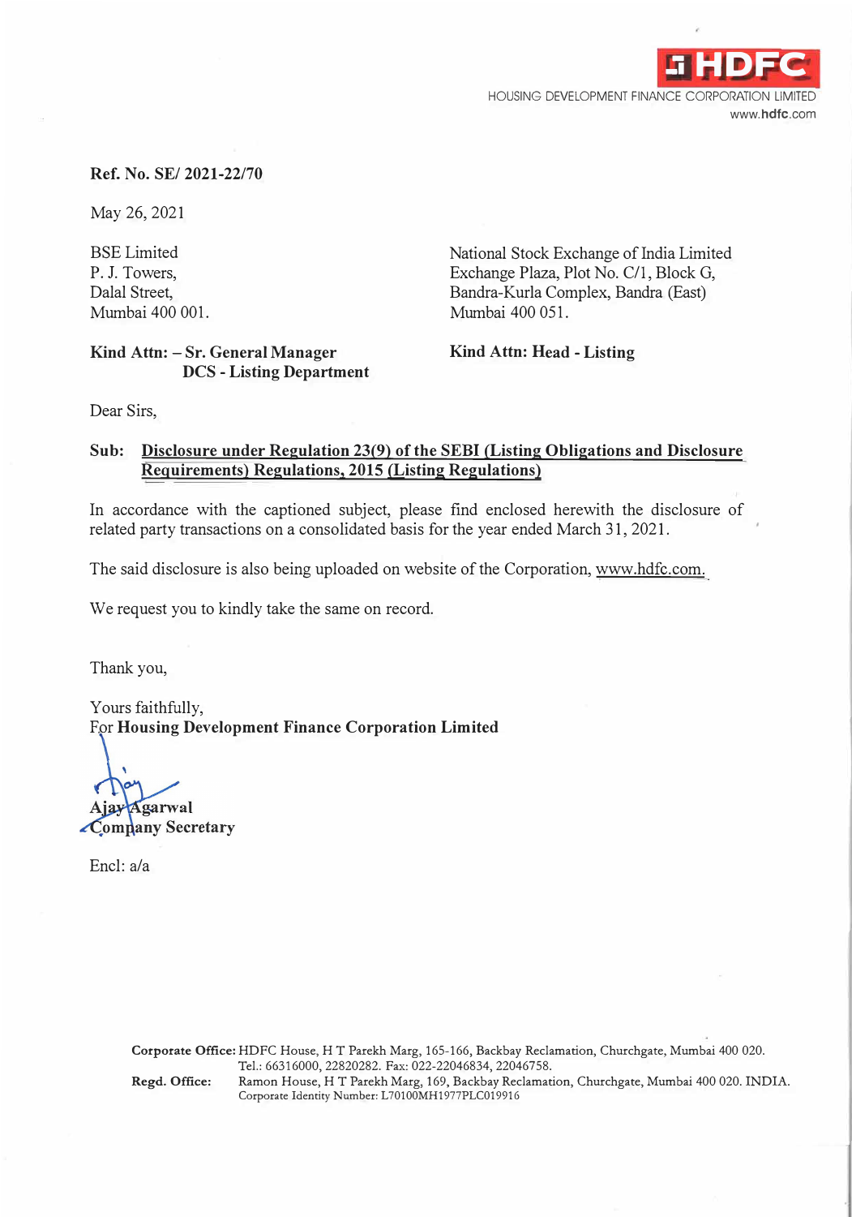HDFC

HOUSING DEVELOPMENT FINANCE CORPORATION LIMITED
www.hdfc.com

**Ref. No. SE/ 2021-22/70**

May 26, 2021

BSE Limited
P. J. Towers,
Dalal Street,
Mumbai 400 001.

**Kind Attn: – Sr. General Manager**
**DCS - Listing Department**

National Stock Exchange of India Limited
Exchange Plaza, Plot No. C/1, Block G,
Bandra-Kurla Complex, Bandra (East)
Mumbai 400 051.

**Kind Attn: Head - Listing**

Dear Sirs,

**Sub: Disclosure under Regulation 23(9) of the SEBI (Listing Obligations and Disclosure Requirements) Regulations, 2015 (Listing Regulations)**

In accordance with the captioned subject, please find enclosed herewith the disclosure of related party transactions on a consolidated basis for the year ended March 31, 2021.

The said disclosure is also being uploaded on website of the Corporation, www.hdfc.com.

We request you to kindly take the same on record.

Thank you,

Yours faithfully,
For **Housing Development Finance Corporation Limited**

**Ajay Agarwal**
**Company Secretary**

Encl: a/a

**Corporate Office:** HDFC House, H T Parekh Marg, 165-166, Backbay Reclamation, Churchgate, Mumbai 400 020. Tel.: 66316000, 22820282. Fax: 022-22046834, 22046758.
**Regd. Office:** Ramon House, H T Parekh Marg, 169, Backbay Reclamation, Churchgate, Mumbai 400 020. INDIA. Corporate Identity Number: L70100MH1977PLC019916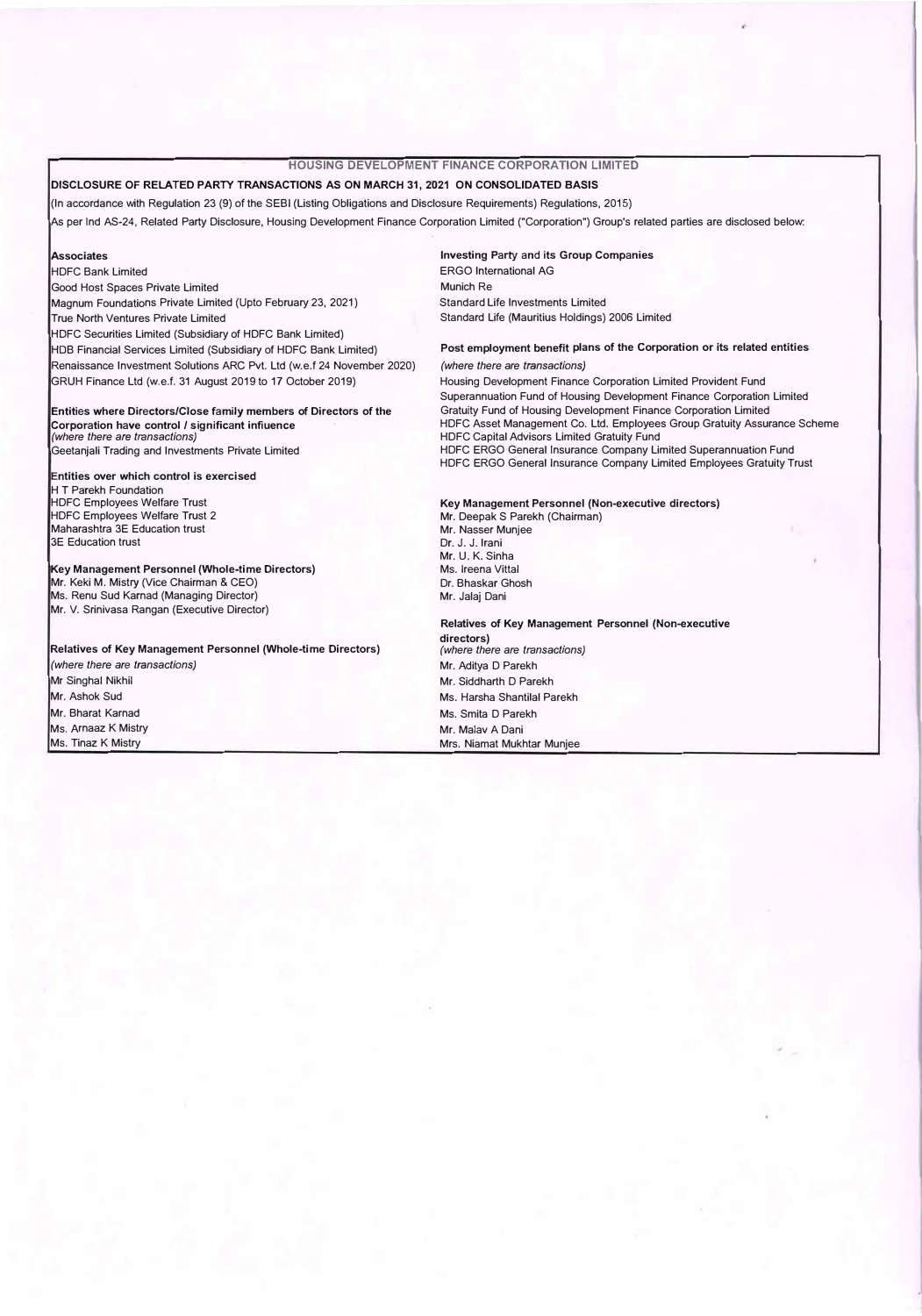# HOUSING DEVELOPMENT FINANCE CORPORATION LIMITED

**DISCLOSURE OF RELATED PARTY TRANSACTIONS AS ON MARCH 31, 2021 ON CONSOLIDATED BASIS**

(In accordance with Regulation 23 (9) of the SEBI (Listing Obligations and Disclosure Requirements) Regulations, 2015)

As per Ind AS-24, Related Party Disclosure, Housing Development Finance Corporation Limited ("Corporation") Group's related parties are disclosed below:

**Associates**

HDFC Bank Limited
Good Host Spaces Private Limited
Magnum Foundations Private Limited (Upto February 23, 2021)
True North Ventures Private Limited
HDFC Securities Limited (Subsidiary of HDFC Bank Limited)
HDB Financial Services Limited (Subsidiary of HDFC Bank Limited)
Renaissance Investment Solutions ARC Pvt. Ltd (w.e.f 24 November 2020)
GRUH Finance Ltd (w.e.f. 31 August 2019 to 17 October 2019)

**Entities where Directors/Close family members of Directors of the Corporation have control / significant influence**
*(where there are transactions)*

Geetanjali Trading and Investments Private Limited

**Entities over which control is exercised**

H T Parekh Foundation
HDFC Employees Welfare Trust
HDFC Employees Welfare Trust 2
Maharashtra 3E Education trust
3E Education trust

**Key Management Personnel (Whole-time Directors)**

Mr. Keki M. Mistry (Vice Chairman & CEO)
Ms. Renu Sud Karnad (Managing Director)
Mr. V. Srinivasa Rangan (Executive Director)

**Relatives of Key Management Personnel (Whole-time Directors)**
*(where there are transactions)*

Mr Singhal Nikhil
Mr. Ashok Sud
Mr. Bharat Karnad
Ms. Arnaaz K Mistry
Ms. Tinaz K Mistry

**Investing Party and its Group Companies**

ERGO International AG
Munich Re
Standard Life Investments Limited
Standard Life (Mauritius Holdings) 2006 Limited

**Post employment benefit plans of the Corporation or its related entities**
*(where there are transactions)*

Housing Development Finance Corporation Limited Provident Fund
Superannuation Fund of Housing Development Finance Corporation Limited
Gratuity Fund of Housing Development Finance Corporation Limited
HDFC Asset Management Co. Ltd. Employees Group Gratuity Assurance Scheme
HDFC Capital Advisors Limited Gratuity Fund
HDFC ERGO General Insurance Company Limited Superannuation Fund
HDFC ERGO General Insurance Company Limited Employees Gratuity Trust

**Key Management Personnel (Non-executive directors)**

Mr. Deepak S Parekh (Chairman)
Mr. Nasser Munjee
Dr. J. J. Irani
Mr. U. K. Sinha
Ms. Ireena Vittal
Dr. Bhaskar Ghosh
Mr. Jalaj Dani

**Relatives of Key Management Personnel (Non-executive directors)**
*(where there are transactions)*

Mr. Aditya D Parekh
Mr. Siddharth D Parekh
Ms. Harsha Shantilal Parekh
Ms. Smita D Parekh
Mr. Malav A Dani
Mrs. Niamat Mukhtar Munjee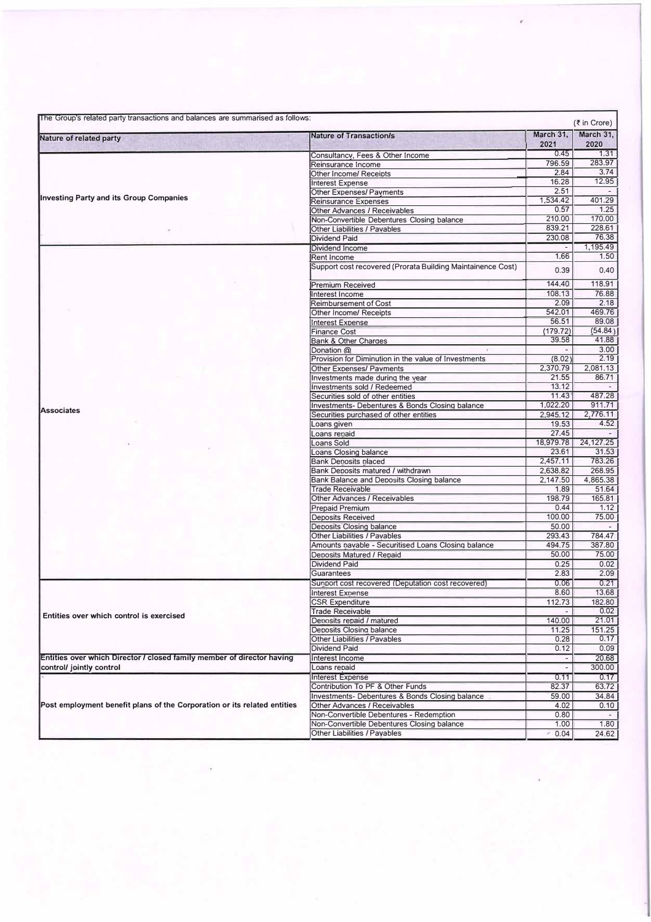The Group's related party transactions and balances are summarised as follows:

(₹ in Crore)

| Nature of related party | Nature of Transaction/s | March 31, 2021 | March 31, 2020 |
|---|---|---|---|
| Investing Party and its Group Companies | Consultancy, Fees & Other Income | 0.45 | 1.31 |
| | Reinsurance Income | 796.59 | 283.97 |
| | Other Income/ Receipts | 2.84 | 3.74 |
| | Interest Expense | 16.28 | 12.95 |
| | Other Expenses/ Payments | 2.51 | - |
| | Reinsurance Expenses | 1,534.42 | 401.29 |
| | Other Advances / Receivables | 0.57 | 1.25 |
| | Non-Convertible Debentures Closing balance | 210.00 | 170.00 |
| | Other Liabilities / Payables | 839.21 | 228.61 |
| | Dividend Paid | 230.08 | 76.38 |
| Associates | Dividend Income | - | 1,195.49 |
| | Rent Income | 1.66 | 1.50 |
| | Support cost recovered (Prorata Building Maintainence Cost) | 0.39 | 0.40 |
| | Premium Received | 144.40 | 118.91 |
| | Interest Income | 108.13 | 76.88 |
| | Reimbursement of Cost | 2.09 | 2.18 |
| | Other Income/ Receipts | 542.01 | 469.76 |
| | Interest Expense | 56.51 | 89.08 |
| | Finance Cost | (179.72) | (54.84) |
| | Bank & Other Charges | 39.58 | 41.88 |
| | Donation @ | - | 3.00 |
| | Provision for Diminution in the value of Investments | (8.02) | 2.19 |
| | Other Expenses/ Payments | 2,370.79 | 2,081.13 |
| | Investments made during the year | 21.55 | 86.71 |
| | Investments sold / Redeemed | 13.12 | - |
| | Securities sold of other entities | 11.43 | 487.28 |
| | Investments- Debentures & Bonds Closing balance | 1,022.20 | 911.71 |
| | Securities purchased of other entities | 2,945.12 | 2,776.11 |
| | Loans given | 19.53 | 4.52 |
| | Loans repaid | 27.45 | - |
| | Loans Sold | 18,979.78 | 24,127.25 |
| | Loans Closing balance | 23.61 | 31.53 |
| | Bank Deposits placed | 2,457.11 | 783.26 |
| | Bank Deposits matured / withdrawn | 2,638.82 | 268.95 |
| | Bank Balance and Deposits Closing balance | 2,147.50 | 4,865.38 |
| | Trade Receivable | 1.89 | 51.64 |
| | Other Advances / Receivables | 198.79 | 165.81 |
| | Prepaid Premium | 0.44 | 1.12 |
| | Deposits Received | 100.00 | 75.00 |
| | Deposits Closing balance | 50.00 | - |
| | Other Liabilities / Payables | 293.43 | 784.47 |
| | Amounts payable - Securitised Loans Closing balance | 494.75 | 387.80 |
| | Deposits Matured / Repaid | 50.00 | 75.00 |
| | Dividend Paid | 0.25 | 0.02 |
| | Guarantees | 2.83 | 2.09 |
| Entities over which control is exercised | Support cost recovered (Deputation cost recovered) | 0.06 | 0.21 |
| | Interest Expense | 8.60 | 13.68 |
| | CSR Expenditure | 112.73 | 182.80 |
| | Trade Receivable | - | 0.02 |
| | Deposits repaid / matured | 140.00 | 21.01 |
| | Deposits Closing balance | 11.25 | 151.25 |
| | Other Liabilities / Payables | 0.28 | 0.17 |
| | Dividend Paid | 0.12 | 0.09 |
| Entities over which Director / closed family member of director having control/ jointly control | Interest Income | - | 20.68 |
| | Loans repaid | - | 300.00 |
| Post employment benefit plans of the Corporation or its related entities | Interest Expense | 0.11 | 0.17 |
| | Contribution To PF & Other Funds | 82.37 | 63.72 |
| | Investments- Debentures & Bonds Closing balance | 59.00 | 34.84 |
| | Other Advances / Receivables | 4.02 | 0.10 |
| | Non-Convertible Debentures - Redemption | 0.80 | - |
| | Non-Convertible Debentures Closing balance | 1.00 | 1.80 |
| | Other Liabilities / Payables | 0.04 | 24.62 |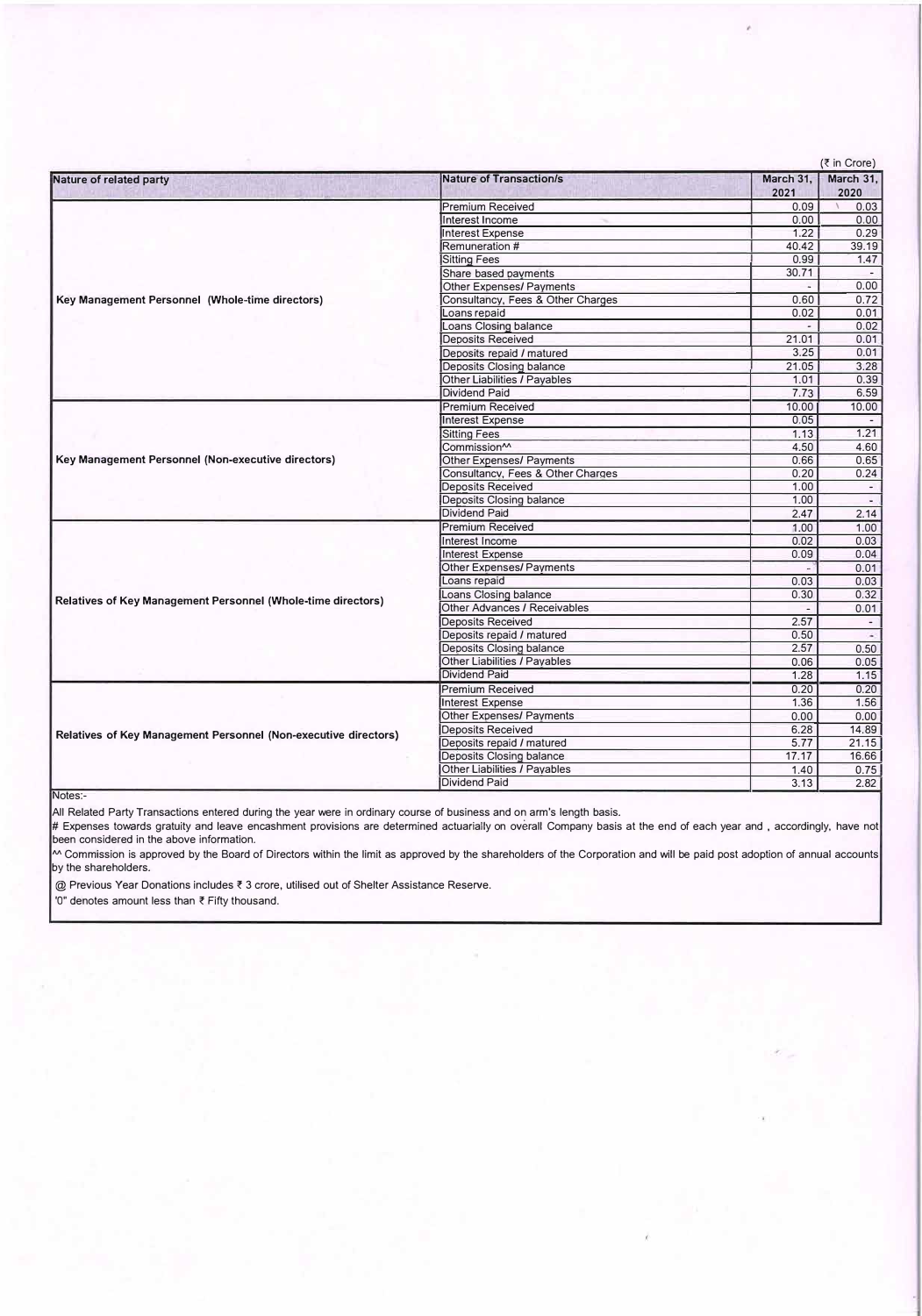(₹ in Crore)

| Nature of related party | Nature of Transaction/s | March 31, 2021 | March 31, 2020 |
|---|---|---|---|
| Key Management Personnel (Whole-time directors) | Premium Received | 0.09 | 0.03 |
| | Interest Income | 0.00 | 0.00 |
| | Interest Expense | 1.22 | 0.29 |
| | Remuneration # | 40.42 | 39.19 |
| | Sitting Fees | 0.99 | 1.47 |
| | Share based payments | 30.71 | - |
| | Other Expenses/ Payments | - | 0.00 |
| | Consultancy, Fees & Other Charges | 0.60 | 0.72 |
| | Loans repaid | 0.02 | 0.01 |
| | Loans Closing balance | - | 0.02 |
| | Deposits Received | 21.01 | 0.01 |
| | Deposits repaid / matured | 3.25 | 0.01 |
| | Deposits Closing balance | 21.05 | 3.28 |
| | Other Liabilities / Payables | 1.01 | 0.39 |
| | Dividend Paid | 7.73 | 6.59 |
| Key Management Personnel (Non-executive directors) | Premium Received | 10.00 | 10.00 |
| | Interest Expense | 0.05 | - |
| | Sitting Fees | 1.13 | 1.21 |
| | Commission^^ | 4.50 | 4.60 |
| | Other Expenses/ Payments | 0.66 | 0.65 |
| | Consultancy, Fees & Other Charges | 0.20 | 0.24 |
| | Deposits Received | 1.00 | - |
| | Deposits Closing balance | 1.00 | - |
| | Dividend Paid | 2.47 | 2.14 |
| Relatives of Key Management Personnel (Whole-time directors) | Premium Received | 1.00 | 1.00 |
| | Interest Income | 0.02 | 0.03 |
| | Interest Expense | 0.09 | 0.04 |
| | Other Expenses/ Payments | - | 0.01 |
| | Loans repaid | 0.03 | 0.03 |
| | Loans Closing balance | 0.30 | 0.32 |
| | Other Advances / Receivables | - | 0.01 |
| | Deposits Received | 2.57 | - |
| | Deposits repaid / matured | 0.50 | - |
| | Deposits Closing balance | 2.57 | 0.50 |
| | Other Liabilities / Payables | 0.06 | 0.05 |
| | Dividend Paid | 1.28 | 1.15 |
| Relatives of Key Management Personnel (Non-executive directors) | Premium Received | 0.20 | 0.20 |
| | Interest Expense | 1.36 | 1.56 |
| | Other Expenses/ Payments | 0.00 | 0.00 |
| | Deposits Received | 6.28 | 14.89 |
| | Deposits repaid / matured | 5.77 | 21.15 |
| | Deposits Closing balance | 17.17 | 16.66 |
| | Other Liabilities / Payables | 1.40 | 0.75 |
| | Dividend Paid | 3.13 | 2.82 |

Notes:-

All Related Party Transactions entered during the year were in ordinary course of business and on arm's length basis.

# Expenses towards gratuity and leave encashment provisions are determined actuarially on overall Company basis at the end of each year and , accordingly, have not been considered in the above information.

^^ Commission is approved by the Board of Directors within the limit as approved by the shareholders of the Corporation and will be paid post adoption of annual accounts by the shareholders.

@ Previous Year Donations includes ₹ 3 crore, utilised out of Shelter Assistance Reserve.

'0" denotes amount less than ₹ Fifty thousand.